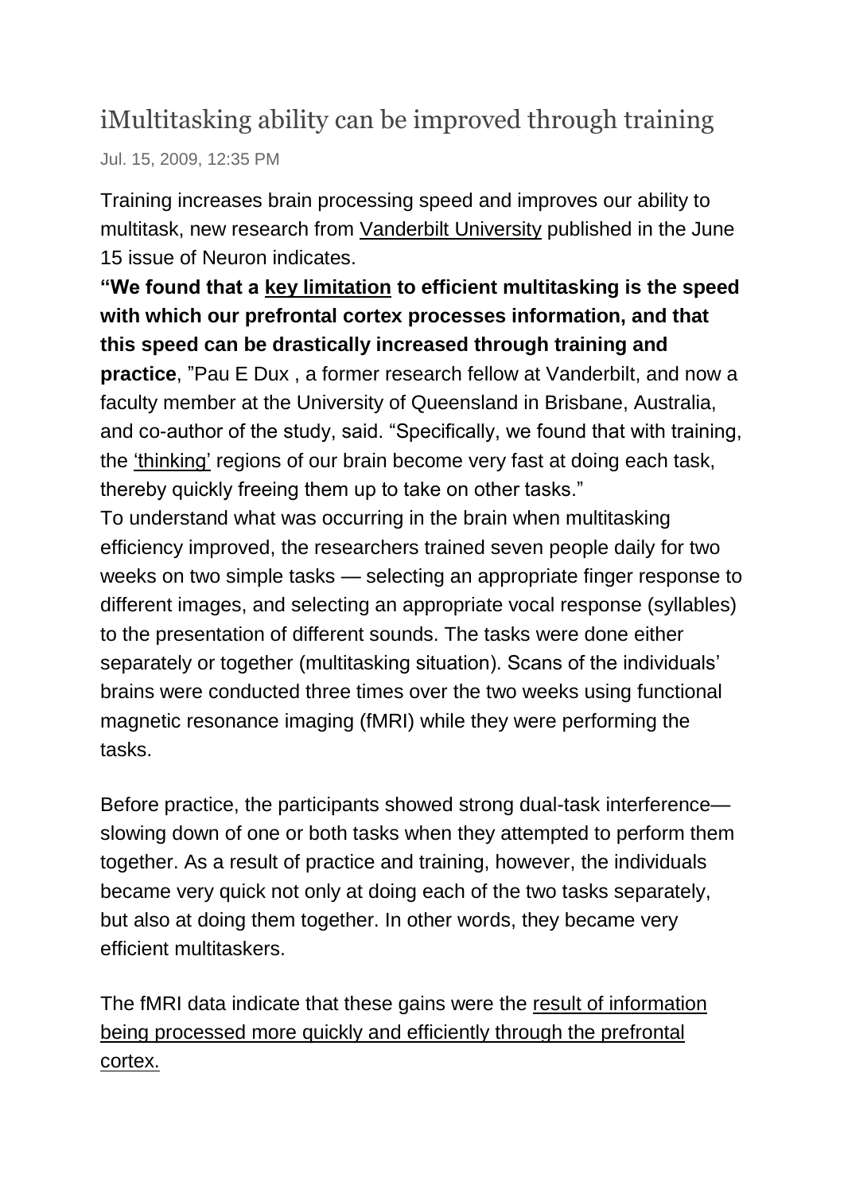# iMultitasking ability can be improved through training

Jul. 15, 2009, 12:35 PM

Training increases brain processing speed and improves our ability to multitask, new research from Vanderbilt University published in the June 15 issue of Neuron indicates.

**"We found that a key limitation to efficient multitasking is the speed with which our prefrontal cortex processes information, and that this speed can be drastically increased through training and practice**, "Pau E Dux , a former research fellow at Vanderbilt, and now a faculty member at the University of Queensland in Brisbane, Australia, and co-author of the study, said. "Specifically, we found that with training, the 'thinking' regions of our brain become very fast at doing each task, thereby quickly freeing them up to take on other tasks."

To understand what was occurring in the brain when multitasking efficiency improved, the researchers trained seven people daily for two weeks on two simple tasks — selecting an appropriate finger response to different images, and selecting an appropriate vocal response (syllables) to the presentation of different sounds. The tasks were done either separately or together (multitasking situation). Scans of the individuals' brains were conducted three times over the two weeks using functional magnetic resonance imaging (fMRI) while they were performing the tasks.

Before practice, the participants showed strong dual-task interference— slowing down of one or both tasks when they attempted to perform them together. As a result of practice and training, however, the individuals became very quick not only at doing each of the two tasks separately, but also at doing them together. In other words, they became very efficient multitaskers.

The fMRI data indicate that these gains were the result of information being processed more quickly and efficiently through the prefrontal cortex.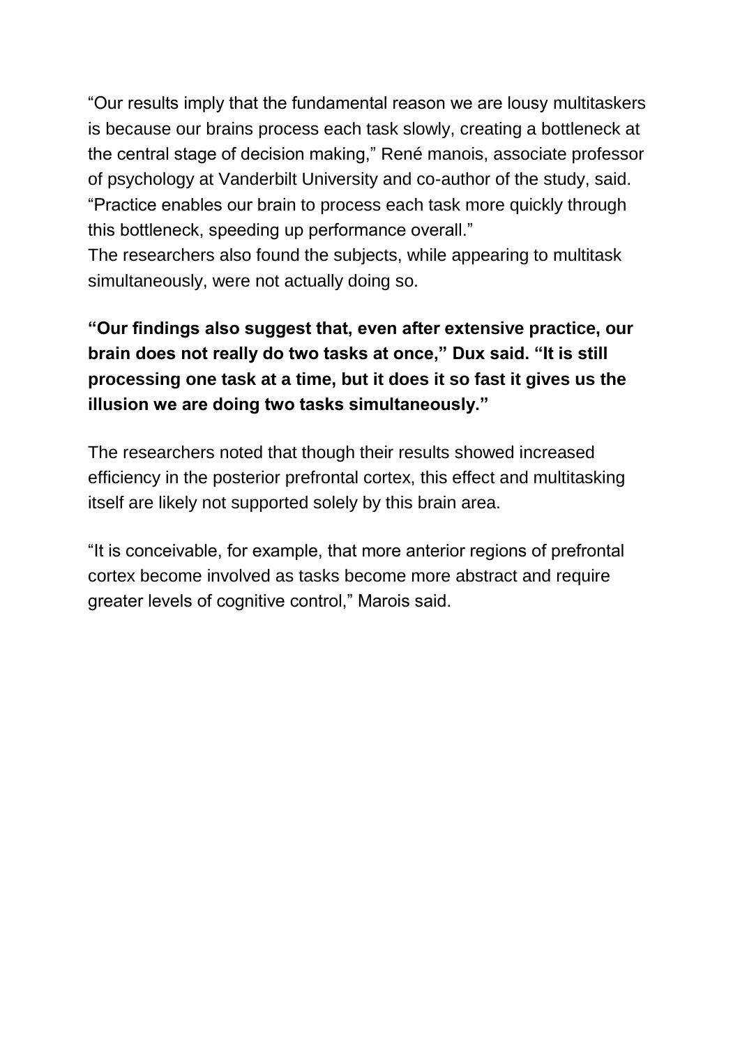"Our results imply that the fundamental reason we are lousy multitaskers is because our brains process each task slowly, creating a bottleneck at the central stage of decision making," René manois, associate professor of psychology at Vanderbilt University and co-author of the study, said. "Practice enables our brain to process each task more quickly through this bottleneck, speeding up performance overall."
The researchers also found the subjects, while appearing to multitask simultaneously, were not actually doing so.

**"Our findings also suggest that, even after extensive practice, our brain does not really do two tasks at once," Dux said. "It is still processing one task at a time, but it does it so fast it gives us the illusion we are doing two tasks simultaneously."**

The researchers noted that though their results showed increased efficiency in the posterior prefrontal cortex, this effect and multitasking itself are likely not supported solely by this brain area.

"It is conceivable, for example, that more anterior regions of prefrontal cortex become involved as tasks become more abstract and require greater levels of cognitive control," Marois said.